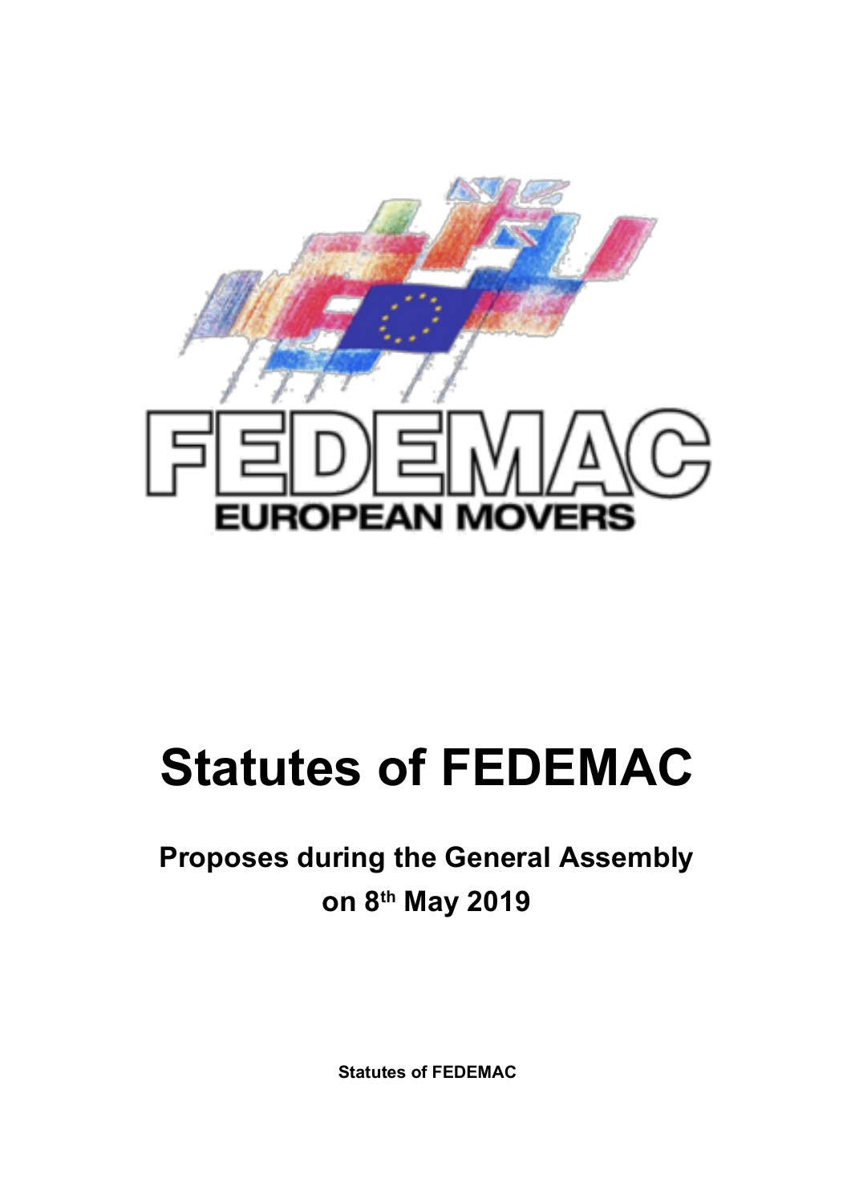# Statutes of FEDEMAC

## Proposes during the General Assembly on 8th May 2019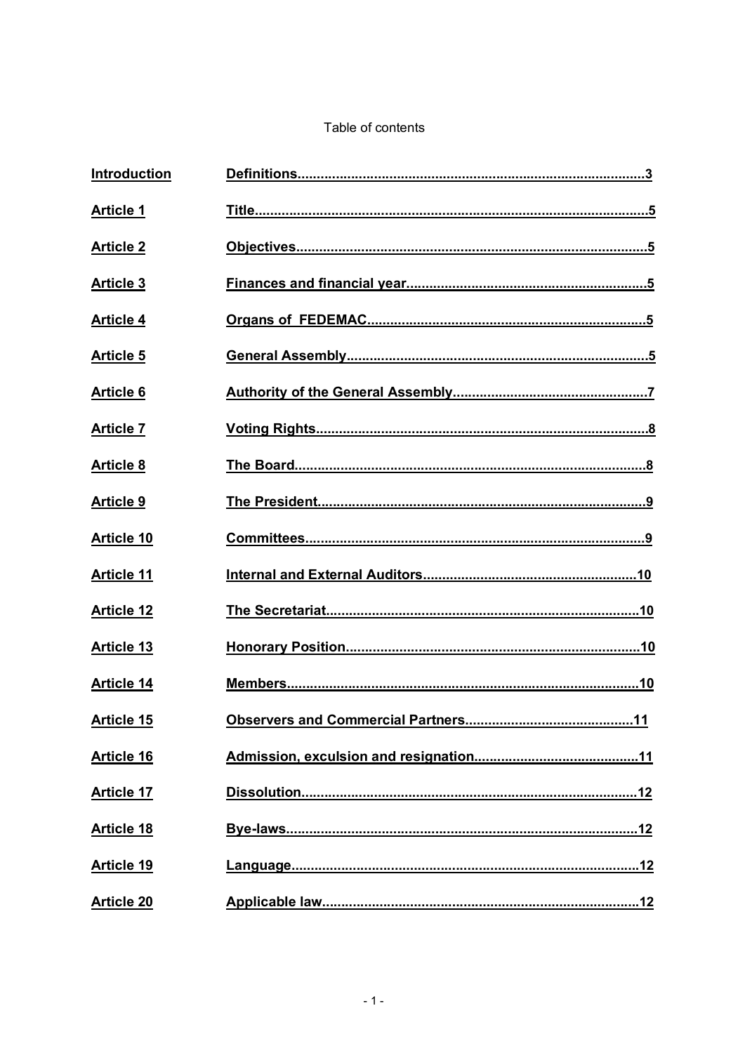Table of contents

| | |
|---|---|
| Introduction | Definitions..........3 |
| Article 1 | Title..........5 |
| Article 2 | Objectives..........5 |
| Article 3 | Finances and financial year..........5 |
| Article 4 | Organs of FEDEMAC..........5 |
| Article 5 | General Assembly..........5 |
| Article 6 | Authority of the General Assembly..........7 |
| Article 7 | Voting Rights..........8 |
| Article 8 | The Board..........8 |
| Article 9 | The President..........9 |
| Article 10 | Committees..........9 |
| Article 11 | Internal and External Auditors..........10 |
| Article 12 | The Secretariat..........10 |
| Article 13 | Honorary Position..........10 |
| Article 14 | Members..........10 |
| Article 15 | Observers and Commercial Partners..........11 |
| Article 16 | Admission, exculsion and resignation..........11 |
| Article 17 | Dissolution..........12 |
| Article 18 | Bye-laws..........12 |
| Article 19 | Language..........12 |
| Article 20 | Applicable law..........12 |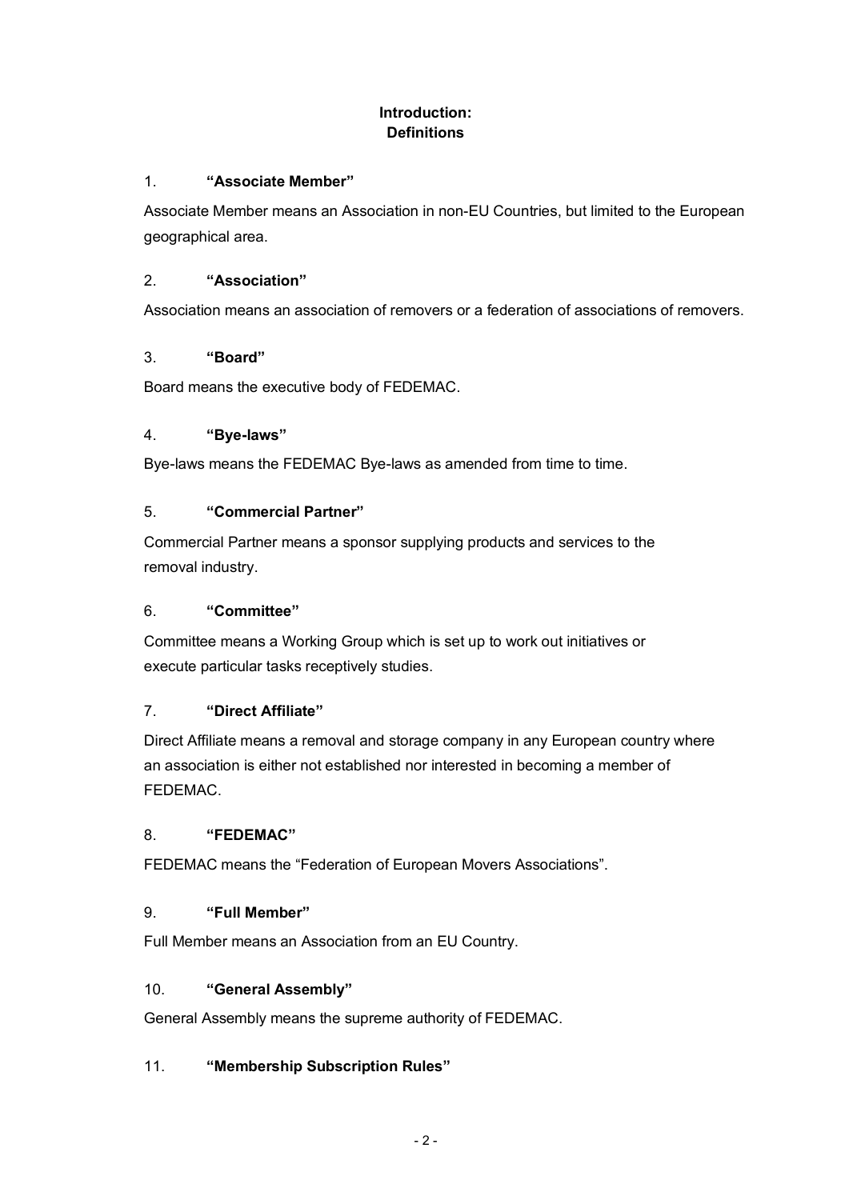# Introduction:
# Definitions

### 1. "Associate Member"

Associate Member means an Association in non-EU Countries, but limited to the European geographical area.

### 2. "Association"

Association means an association of removers or a federation of associations of removers.

### 3. "Board"

Board means the executive body of FEDEMAC.

### 4. "Bye-laws"

Bye-laws means the FEDEMAC Bye-laws as amended from time to time.

### 5. "Commercial Partner"

Commercial Partner means a sponsor supplying products and services to the removal industry.

### 6. "Committee"

Committee means a Working Group which is set up to work out initiatives or execute particular tasks receptively studies.

### 7. "Direct Affiliate"

Direct Affiliate means a removal and storage company in any European country where an association is either not established nor interested in becoming a member of FEDEMAC.

### 8. "FEDEMAC"

FEDEMAC means the "Federation of European Movers Associations".

### 9. "Full Member"

Full Member means an Association from an EU Country.

### 10. "General Assembly"

General Assembly means the supreme authority of FEDEMAC.

### 11. "Membership Subscription Rules"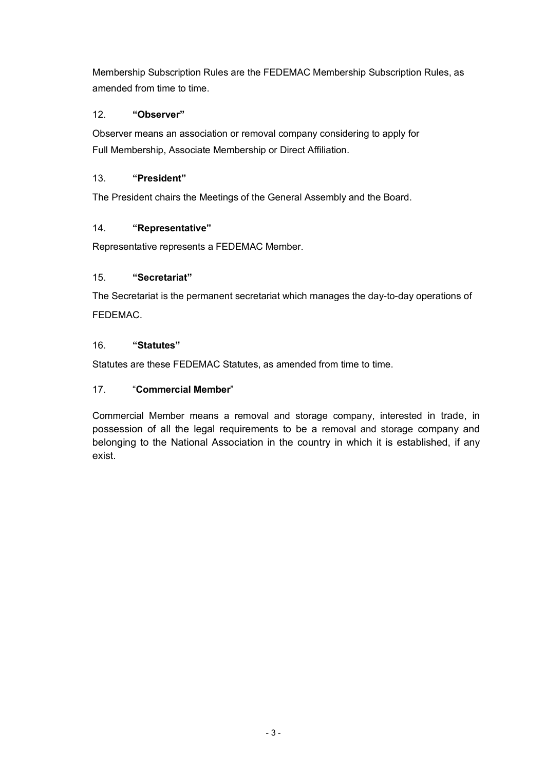Membership Subscription Rules are the FEDEMAC Membership Subscription Rules, as amended from time to time.

12. **"Observer"**

Observer means an association or removal company considering to apply for Full Membership, Associate Membership or Direct Affiliation.

13. **"President"**

The President chairs the Meetings of the General Assembly and the Board.

14. **"Representative"**

Representative represents a FEDEMAC Member.

15. **"Secretariat"**

The Secretariat is the permanent secretariat which manages the day-to-day operations of FEDEMAC.

16. **"Statutes"**

Statutes are these FEDEMAC Statutes, as amended from time to time.

17. "**Commercial Member**"

Commercial Member means a removal and storage company, interested in trade, in possession of all the legal requirements to be a removal and storage company and belonging to the National Association in the country in which it is established, if any exist.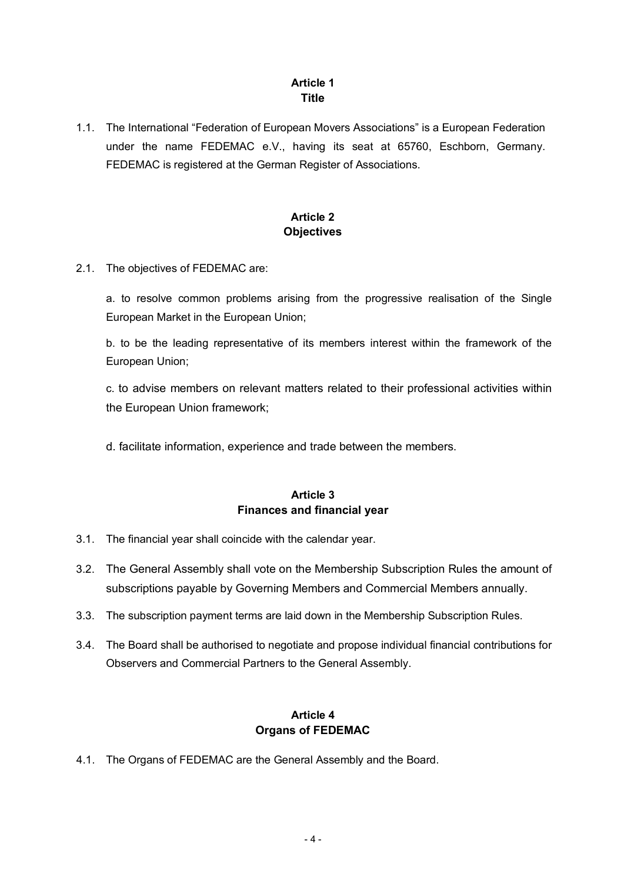## Article 1
## Title

1.1. The International "Federation of European Movers Associations" is a European Federation under the name FEDEMAC e.V., having its seat at 65760, Eschborn, Germany. FEDEMAC is registered at the German Register of Associations.

## Article 2
## Objectives

2.1. The objectives of FEDEMAC are:

a. to resolve common problems arising from the progressive realisation of the Single European Market in the European Union;

b. to be the leading representative of its members interest within the framework of the European Union;

c. to advise members on relevant matters related to their professional activities within the European Union framework;

d. facilitate information, experience and trade between the members.

## Article 3
## Finances and financial year

3.1. The financial year shall coincide with the calendar year.

3.2. The General Assembly shall vote on the Membership Subscription Rules the amount of subscriptions payable by Governing Members and Commercial Members annually.

3.3. The subscription payment terms are laid down in the Membership Subscription Rules.

3.4. The Board shall be authorised to negotiate and propose individual financial contributions for Observers and Commercial Partners to the General Assembly.

## Article 4
## Organs of FEDEMAC

4.1. The Organs of FEDEMAC are the General Assembly and the Board.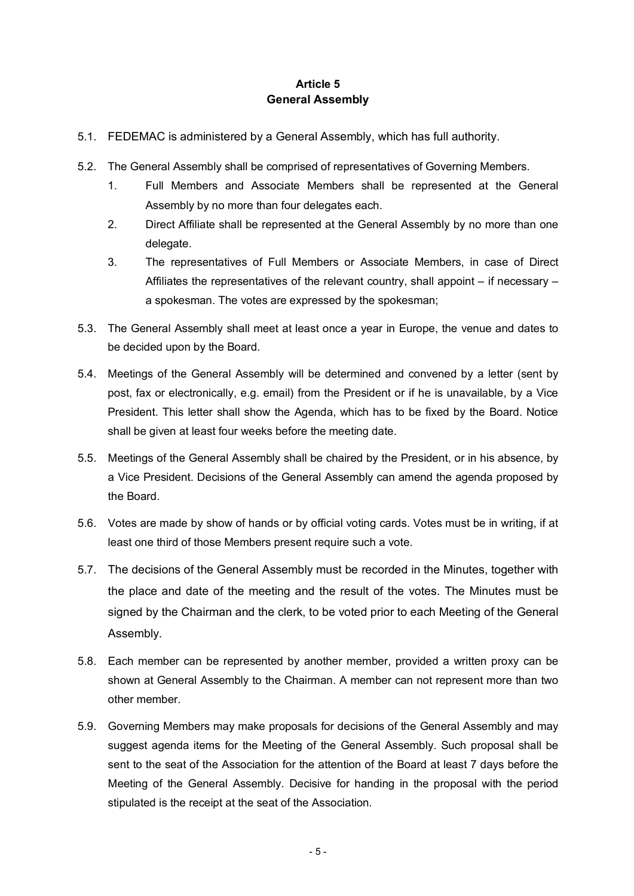## Article 5
## General Assembly

5.1. FEDEMAC is administered by a General Assembly, which has full authority.

5.2. The General Assembly shall be comprised of representatives of Governing Members.

1. Full Members and Associate Members shall be represented at the General Assembly by no more than four delegates each.
2. Direct Affiliate shall be represented at the General Assembly by no more than one delegate.
3. The representatives of Full Members or Associate Members, in case of Direct Affiliates the representatives of the relevant country, shall appoint – if necessary – a spokesman. The votes are expressed by the spokesman;

5.3. The General Assembly shall meet at least once a year in Europe, the venue and dates to be decided upon by the Board.

5.4. Meetings of the General Assembly will be determined and convened by a letter (sent by post, fax or electronically, e.g. email) from the President or if he is unavailable, by a Vice President. This letter shall show the Agenda, which has to be fixed by the Board. Notice shall be given at least four weeks before the meeting date.

5.5. Meetings of the General Assembly shall be chaired by the President, or in his absence, by a Vice President. Decisions of the General Assembly can amend the agenda proposed by the Board.

5.6. Votes are made by show of hands or by official voting cards. Votes must be in writing, if at least one third of those Members present require such a vote.

5.7. The decisions of the General Assembly must be recorded in the Minutes, together with the place and date of the meeting and the result of the votes. The Minutes must be signed by the Chairman and the clerk, to be voted prior to each Meeting of the General Assembly.

5.8. Each member can be represented by another member, provided a written proxy can be shown at General Assembly to the Chairman. A member can not represent more than two other member.

5.9. Governing Members may make proposals for decisions of the General Assembly and may suggest agenda items for the Meeting of the General Assembly. Such proposal shall be sent to the seat of the Association for the attention of the Board at least 7 days before the Meeting of the General Assembly. Decisive for handing in the proposal with the period stipulated is the receipt at the seat of the Association.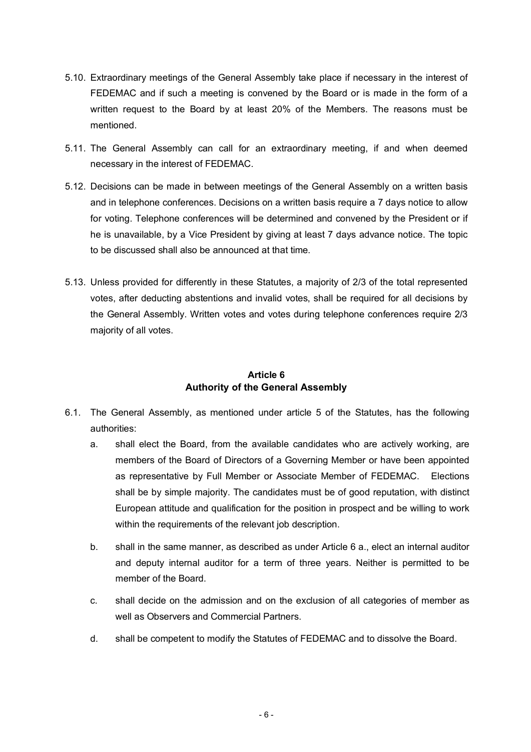5.10. Extraordinary meetings of the General Assembly take place if necessary in the interest of FEDEMAC and if such a meeting is convened by the Board or is made in the form of a written request to the Board by at least 20% of the Members. The reasons must be mentioned.

5.11. The General Assembly can call for an extraordinary meeting, if and when deemed necessary in the interest of FEDEMAC.

5.12. Decisions can be made in between meetings of the General Assembly on a written basis and in telephone conferences. Decisions on a written basis require a 7 days notice to allow for voting. Telephone conferences will be determined and convened by the President or if he is unavailable, by a Vice President by giving at least 7 days advance notice. The topic to be discussed shall also be announced at that time.

5.13. Unless provided for differently in these Statutes, a majority of 2/3 of the total represented votes, after deducting abstentions and invalid votes, shall be required for all decisions by the General Assembly. Written votes and votes during telephone conferences require 2/3 majority of all votes.

## Article 6
## Authority of the General Assembly

6.1. The General Assembly, as mentioned under article 5 of the Statutes, has the following authorities:

   a. shall elect the Board, from the available candidates who are actively working, are members of the Board of Directors of a Governing Member or have been appointed as representative by Full Member or Associate Member of FEDEMAC. Elections shall be by simple majority. The candidates must be of good reputation, with distinct European attitude and qualification for the position in prospect and be willing to work within the requirements of the relevant job description.

   b. shall in the same manner, as described as under Article 6 a., elect an internal auditor and deputy internal auditor for a term of three years. Neither is permitted to be member of the Board.

   c. shall decide on the admission and on the exclusion of all categories of member as well as Observers and Commercial Partners.

   d. shall be competent to modify the Statutes of FEDEMAC and to dissolve the Board.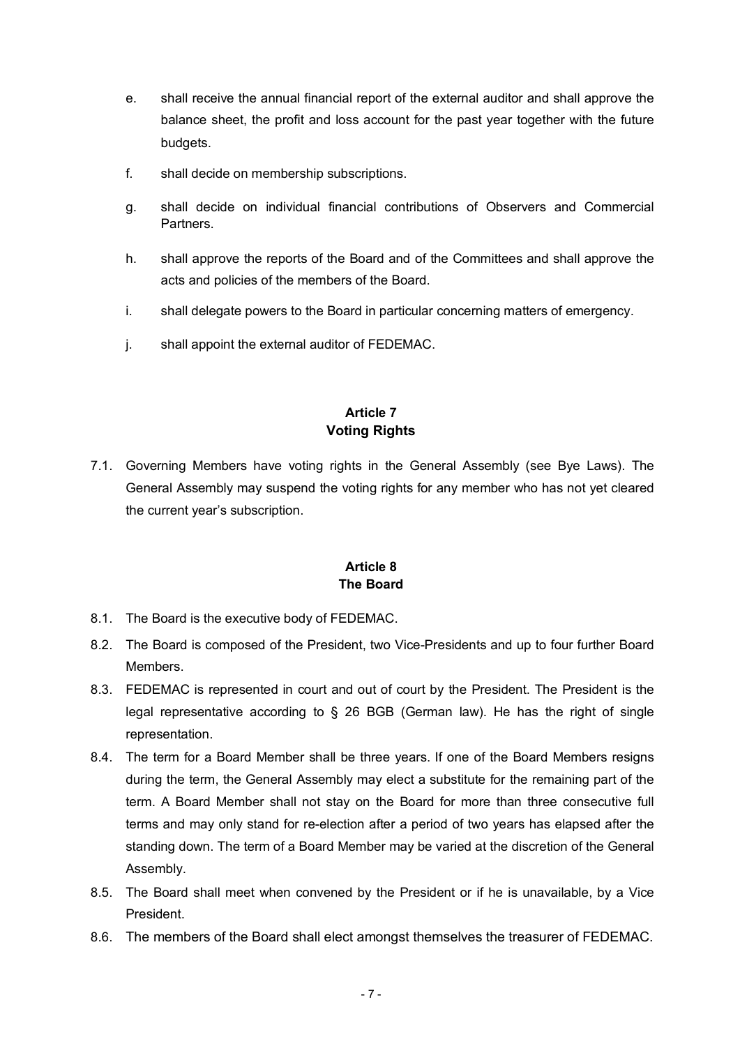e. shall receive the annual financial report of the external auditor and shall approve the balance sheet, the profit and loss account for the past year together with the future budgets.

f. shall decide on membership subscriptions.

g. shall decide on individual financial contributions of Observers and Commercial Partners.

h. shall approve the reports of the Board and of the Committees and shall approve the acts and policies of the members of the Board.

i. shall delegate powers to the Board in particular concerning matters of emergency.

j. shall appoint the external auditor of FEDEMAC.

## Article 7
## Voting Rights

7.1. Governing Members have voting rights in the General Assembly (see Bye Laws). The General Assembly may suspend the voting rights for any member who has not yet cleared the current year's subscription.

## Article 8
## The Board

8.1. The Board is the executive body of FEDEMAC.

8.2. The Board is composed of the President, two Vice-Presidents and up to four further Board Members.

8.3. FEDEMAC is represented in court and out of court by the President. The President is the legal representative according to § 26 BGB (German law). He has the right of single representation.

8.4. The term for a Board Member shall be three years. If one of the Board Members resigns during the term, the General Assembly may elect a substitute for the remaining part of the term. A Board Member shall not stay on the Board for more than three consecutive full terms and may only stand for re-election after a period of two years has elapsed after the standing down. The term of a Board Member may be varied at the discretion of the General Assembly.

8.5. The Board shall meet when convened by the President or if he is unavailable, by a Vice President.

8.6. The members of the Board shall elect amongst themselves the treasurer of FEDEMAC.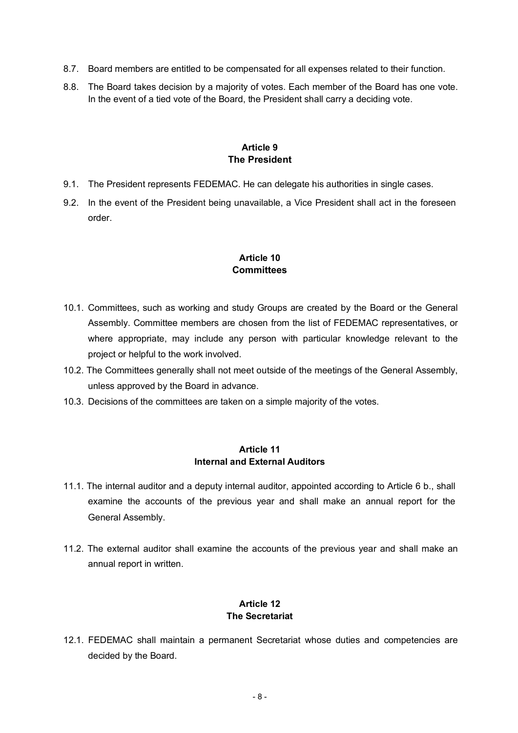8.7. Board members are entitled to be compensated for all expenses related to their function.

8.8. The Board takes decision by a majority of votes. Each member of the Board has one vote. In the event of a tied vote of the Board, the President shall carry a deciding vote.

## Article 9
## The President

9.1. The President represents FEDEMAC. He can delegate his authorities in single cases.

9.2. In the event of the President being unavailable, a Vice President shall act in the foreseen order.

## Article 10
## Committees

10.1. Committees, such as working and study Groups are created by the Board or the General Assembly. Committee members are chosen from the list of FEDEMAC representatives, or where appropriate, may include any person with particular knowledge relevant to the project or helpful to the work involved.

10.2. The Committees generally shall not meet outside of the meetings of the General Assembly, unless approved by the Board in advance.

10.3. Decisions of the committees are taken on a simple majority of the votes.

## Article 11
## Internal and External Auditors

11.1. The internal auditor and a deputy internal auditor, appointed according to Article 6 b., shall examine the accounts of the previous year and shall make an annual report for the General Assembly.

11.2. The external auditor shall examine the accounts of the previous year and shall make an annual report in written.

## Article 12
## The Secretariat

12.1. FEDEMAC shall maintain a permanent Secretariat whose duties and competencies are decided by the Board.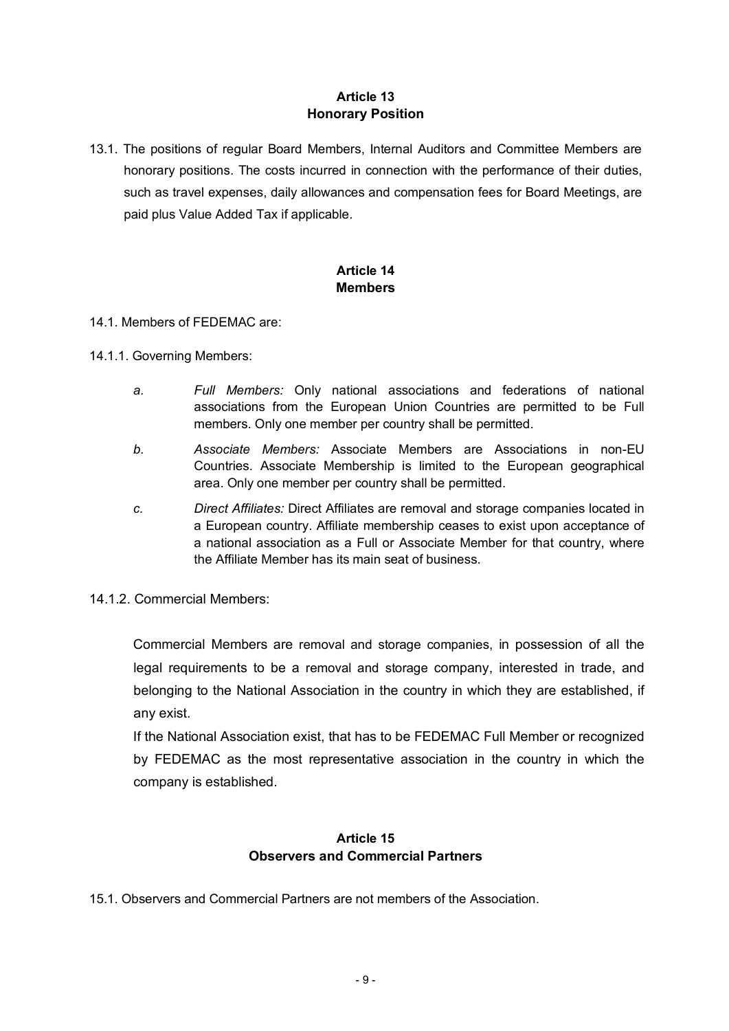## Article 13
## Honorary Position

13.1. The positions of regular Board Members, Internal Auditors and Committee Members are honorary positions. The costs incurred in connection with the performance of their duties, such as travel expenses, daily allowances and compensation fees for Board Meetings, are paid plus Value Added Tax if applicable.

## Article 14
## Members

14.1. Members of FEDEMAC are:

14.1.1. Governing Members:

a. *Full Members:* Only national associations and federations of national associations from the European Union Countries are permitted to be Full members. Only one member per country shall be permitted.

b. *Associate Members:* Associate Members are Associations in non-EU Countries. Associate Membership is limited to the European geographical area. Only one member per country shall be permitted.

c. *Direct Affiliates:* Direct Affiliates are removal and storage companies located in a European country. Affiliate membership ceases to exist upon acceptance of a national association as a Full or Associate Member for that country, where the Affiliate Member has its main seat of business.

14.1.2. Commercial Members:

Commercial Members are removal and storage companies, in possession of all the legal requirements to be a removal and storage company, interested in trade, and belonging to the National Association in the country in which they are established, if any exist.

If the National Association exist, that has to be FEDEMAC Full Member or recognized by FEDEMAC as the most representative association in the country in which the company is established.

## Article 15
## Observers and Commercial Partners

15.1. Observers and Commercial Partners are not members of the Association.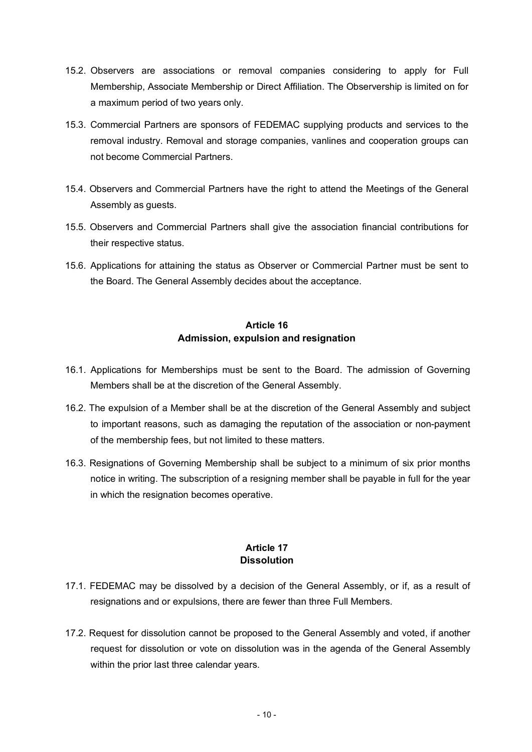15.2. Observers are associations or removal companies considering to apply for Full Membership, Associate Membership or Direct Affiliation. The Observership is limited on for a maximum period of two years only.

15.3. Commercial Partners are sponsors of FEDEMAC supplying products and services to the removal industry. Removal and storage companies, vanlines and cooperation groups can not become Commercial Partners.

15.4. Observers and Commercial Partners have the right to attend the Meetings of the General Assembly as guests.

15.5. Observers and Commercial Partners shall give the association financial contributions for their respective status.

15.6. Applications for attaining the status as Observer or Commercial Partner must be sent to the Board. The General Assembly decides about the acceptance.

## Article 16
## Admission, expulsion and resignation

16.1. Applications for Memberships must be sent to the Board. The admission of Governing Members shall be at the discretion of the General Assembly.

16.2. The expulsion of a Member shall be at the discretion of the General Assembly and subject to important reasons, such as damaging the reputation of the association or non-payment of the membership fees, but not limited to these matters.

16.3. Resignations of Governing Membership shall be subject to a minimum of six prior months notice in writing. The subscription of a resigning member shall be payable in full for the year in which the resignation becomes operative.

## Article 17
## Dissolution

17.1. FEDEMAC may be dissolved by a decision of the General Assembly, or if, as a result of resignations and or expulsions, there are fewer than three Full Members.

17.2. Request for dissolution cannot be proposed to the General Assembly and voted, if another request for dissolution or vote on dissolution was in the agenda of the General Assembly within the prior last three calendar years.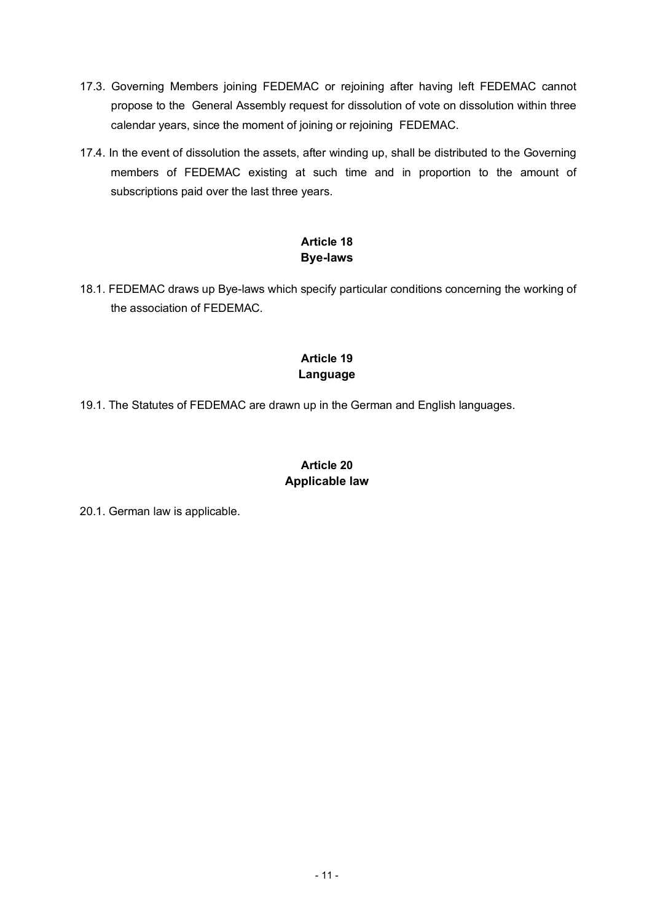17.3. Governing Members joining FEDEMAC or rejoining after having left FEDEMAC cannot propose to the General Assembly request for dissolution of vote on dissolution within three calendar years, since the moment of joining or rejoining FEDEMAC.

17.4. In the event of dissolution the assets, after winding up, shall be distributed to the Governing members of FEDEMAC existing at such time and in proportion to the amount of subscriptions paid over the last three years.

## Article 18
## Bye-laws

18.1. FEDEMAC draws up Bye-laws which specify particular conditions concerning the working of the association of FEDEMAC.

## Article 19
## Language

19.1. The Statutes of FEDEMAC are drawn up in the German and English languages.

## Article 20
## Applicable law

20.1. German law is applicable.